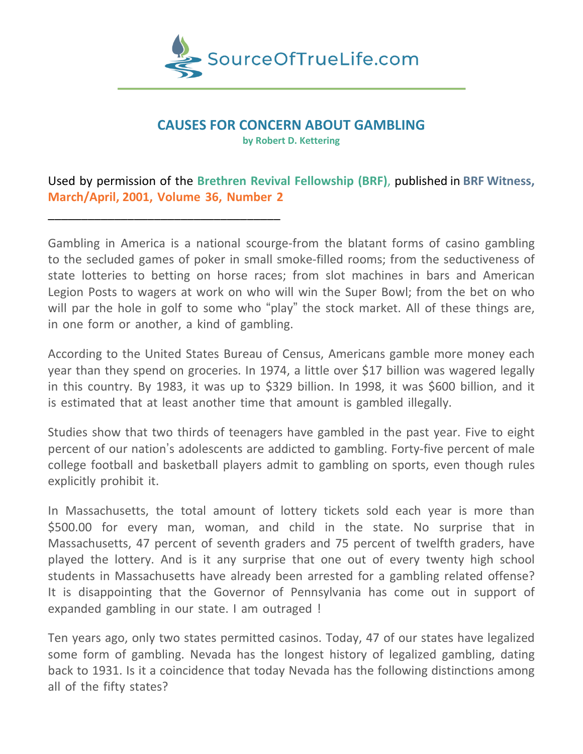SourceOfTrueLife.com

# CAUSES FOR CONCERN ABOUT GAMBLING

**by Robert D. Kettering**

Used by permission of the **Brethren Revival Fellowship (BRF)**, published in **BRF Witness, March/April, 2001, Volume 36, Number 2**

___________________________________

Gambling in America is a national scourge-from the blatant forms of casino gambling to the secluded games of poker in small smoke-filled rooms; from the seductiveness of state lotteries to betting on horse races; from slot machines in bars and American Legion Posts to wagers at work on who will win the Super Bowl; from the bet on who will par the hole in golf to some who “play” the stock market. All of these things are, in one form or another, a kind of gambling.

According to the United States Bureau of Census, Americans gamble more money each year than they spend on groceries. In 1974, a little over $17 billion was wagered legally in this country. By 1983, it was up to $329 billion. In 1998, it was $600 billion, and it is estimated that at least another time that amount is gambled illegally.

Studies show that two thirds of teenagers have gambled in the past year. Five to eight percent of our nation’s adolescents are addicted to gambling. Forty-five percent of male college football and basketball players admit to gambling on sports, even though rules explicitly prohibit it.

In Massachusetts, the total amount of lottery tickets sold each year is more than $500.00 for every man, woman, and child in the state. No surprise that in Massachusetts, 47 percent of seventh graders and 75 percent of twelfth graders, have played the lottery. And is it any surprise that one out of every twenty high school students in Massachusetts have already been arrested for a gambling related offense? It is disappointing that the Governor of Pennsylvania has come out in support of expanded gambling in our state. I am outraged !

Ten years ago, only two states permitted casinos. Today, 47 of our states have legalized some form of gambling. Nevada has the longest history of legalized gambling, dating back to 1931. Is it a coincidence that today Nevada has the following distinctions among all of the fifty states?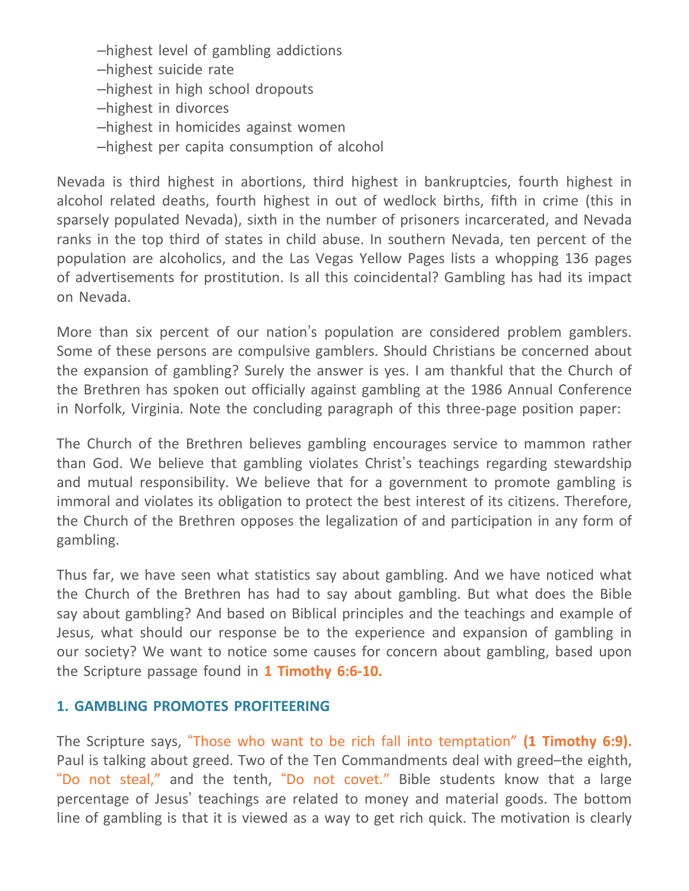–highest level of gambling addictions
–highest suicide rate
–highest in high school dropouts
–highest in divorces
–highest in homicides against women
–highest per capita consumption of alcohol

Nevada is third highest in abortions, third highest in bankruptcies, fourth highest in alcohol related deaths, fourth highest in out of wedlock births, fifth in crime (this in sparsely populated Nevada), sixth in the number of prisoners incarcerated, and Nevada ranks in the top third of states in child abuse. In southern Nevada, ten percent of the population are alcoholics, and the Las Vegas Yellow Pages lists a whopping 136 pages of advertisements for prostitution. Is all this coincidental? Gambling has had its impact on Nevada.

More than six percent of our nation's population are considered problem gamblers. Some of these persons are compulsive gamblers. Should Christians be concerned about the expansion of gambling? Surely the answer is yes. I am thankful that the Church of the Brethren has spoken out officially against gambling at the 1986 Annual Conference in Norfolk, Virginia. Note the concluding paragraph of this three-page position paper:

The Church of the Brethren believes gambling encourages service to mammon rather than God. We believe that gambling violates Christ's teachings regarding stewardship and mutual responsibility. We believe that for a government to promote gambling is immoral and violates its obligation to protect the best interest of its citizens. Therefore, the Church of the Brethren opposes the legalization of and participation in any form of gambling.

Thus far, we have seen what statistics say about gambling. And we have noticed what the Church of the Brethren has had to say about gambling. But what does the Bible say about gambling? And based on Biblical principles and the teachings and example of Jesus, what should our response be to the experience and expansion of gambling in our society? We want to notice some causes for concern about gambling, based upon the Scripture passage found in **1 Timothy 6:6-10.**

### 1. GAMBLING PROMOTES PROFITEERING

The Scripture says, "Those who want to be rich fall into temptation" **(1 Timothy 6:9).** Paul is talking about greed. Two of the Ten Commandments deal with greed–the eighth, "Do not steal," and the tenth, "Do not covet." Bible students know that a large percentage of Jesus' teachings are related to money and material goods. The bottom line of gambling is that it is viewed as a way to get rich quick. The motivation is clearly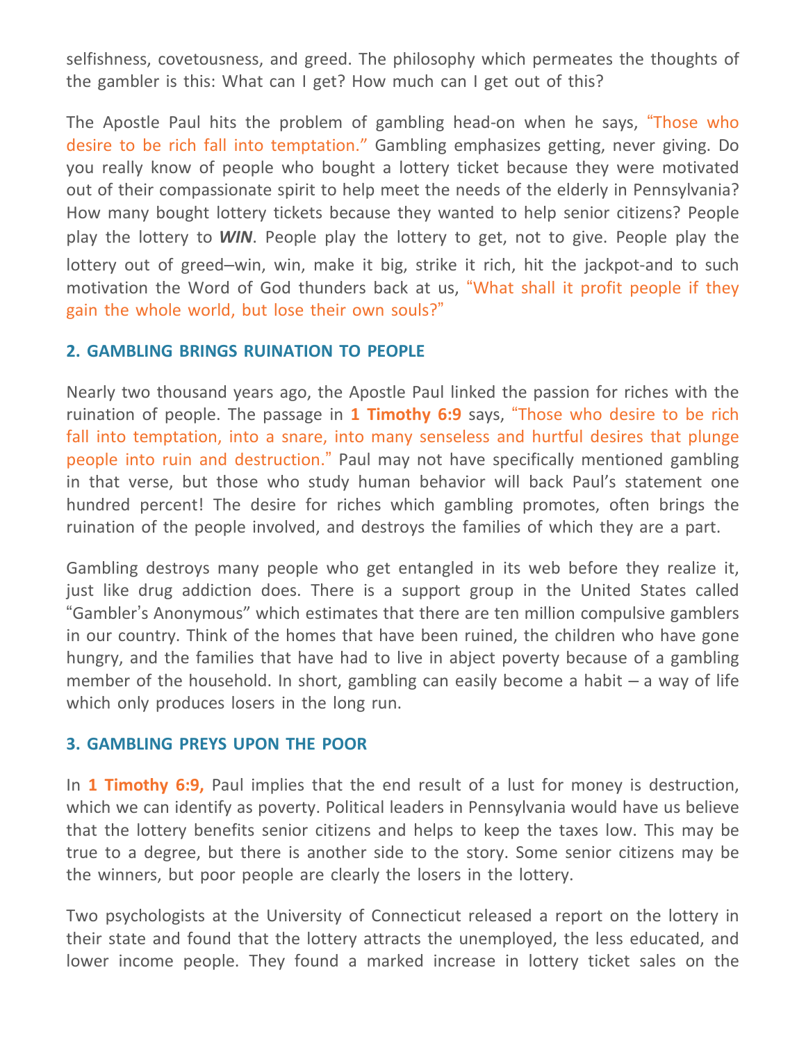selfishness, covetousness, and greed. The philosophy which permeates the thoughts of the gambler is this: What can I get? How much can I get out of this?

The Apostle Paul hits the problem of gambling head-on when he says, "Those who desire to be rich fall into temptation." Gambling emphasizes getting, never giving. Do you really know of people who bought a lottery ticket because they were motivated out of their compassionate spirit to help meet the needs of the elderly in Pennsylvania? How many bought lottery tickets because they wanted to help senior citizens? People play the lottery to ***WIN***. People play the lottery to get, not to give. People play the lottery out of greed–win, win, make it big, strike it rich, hit the jackpot-and to such motivation the Word of God thunders back at us, "What shall it profit people if they gain the whole world, but lose their own souls?"

### 2. GAMBLING BRINGS RUINATION TO PEOPLE

Nearly two thousand years ago, the Apostle Paul linked the passion for riches with the ruination of people. The passage in **1 Timothy 6:9** says, "Those who desire to be rich fall into temptation, into a snare, into many senseless and hurtful desires that plunge people into ruin and destruction." Paul may not have specifically mentioned gambling in that verse, but those who study human behavior will back Paul's statement one hundred percent! The desire for riches which gambling promotes, often brings the ruination of the people involved, and destroys the families of which they are a part.

Gambling destroys many people who get entangled in its web before they realize it, just like drug addiction does. There is a support group in the United States called "Gambler's Anonymous" which estimates that there are ten million compulsive gamblers in our country. Think of the homes that have been ruined, the children who have gone hungry, and the families that have had to live in abject poverty because of a gambling member of the household. In short, gambling can easily become a habit – a way of life which only produces losers in the long run.

### 3. GAMBLING PREYS UPON THE POOR

In **1 Timothy 6:9,** Paul implies that the end result of a lust for money is destruction, which we can identify as poverty. Political leaders in Pennsylvania would have us believe that the lottery benefits senior citizens and helps to keep the taxes low. This may be true to a degree, but there is another side to the story. Some senior citizens may be the winners, but poor people are clearly the losers in the lottery.

Two psychologists at the University of Connecticut released a report on the lottery in their state and found that the lottery attracts the unemployed, the less educated, and lower income people. They found a marked increase in lottery ticket sales on the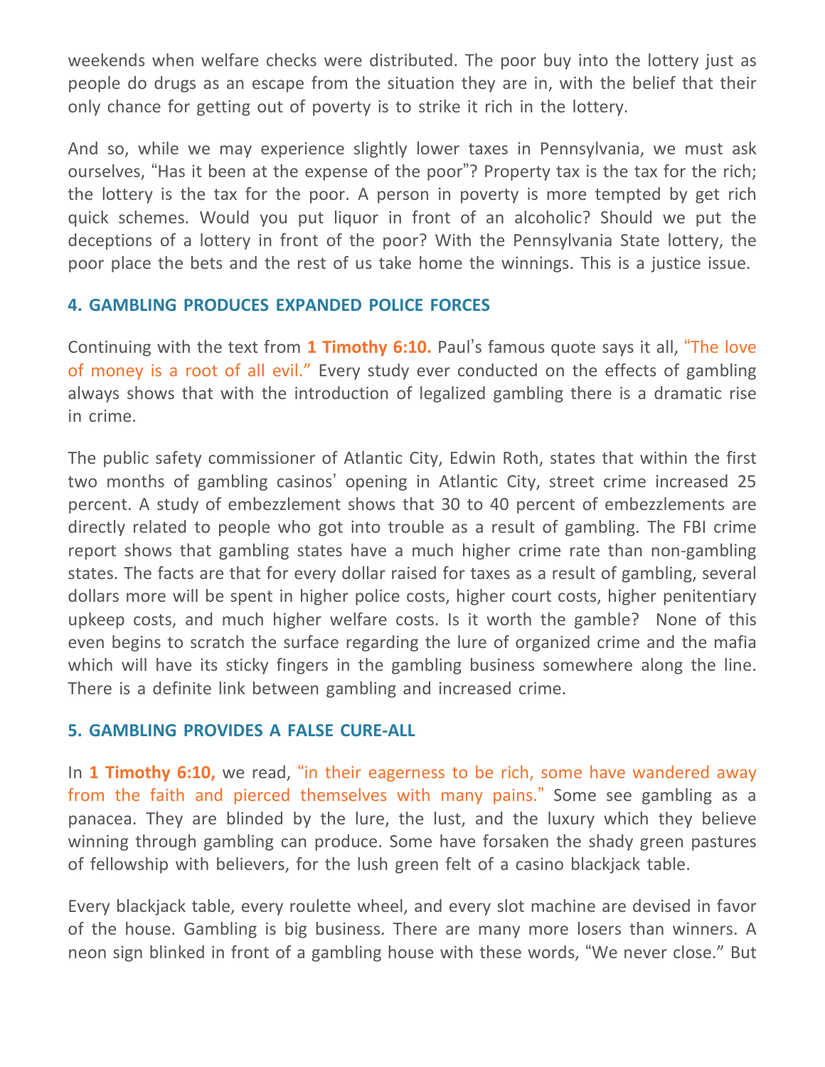weekends when welfare checks were distributed. The poor buy into the lottery just as people do drugs as an escape from the situation they are in, with the belief that their only chance for getting out of poverty is to strike it rich in the lottery.

And so, while we may experience slightly lower taxes in Pennsylvania, we must ask ourselves, "Has it been at the expense of the poor"? Property tax is the tax for the rich; the lottery is the tax for the poor. A person in poverty is more tempted by get rich quick schemes. Would you put liquor in front of an alcoholic? Should we put the deceptions of a lottery in front of the poor? With the Pennsylvania State lottery, the poor place the bets and the rest of us take home the winnings. This is a justice issue.

### 4. GAMBLING PRODUCES EXPANDED POLICE FORCES

Continuing with the text from **1 Timothy 6:10.** Paul's famous quote says it all, "The love of money is a root of all evil." Every study ever conducted on the effects of gambling always shows that with the introduction of legalized gambling there is a dramatic rise in crime.

The public safety commissioner of Atlantic City, Edwin Roth, states that within the first two months of gambling casinos' opening in Atlantic City, street crime increased 25 percent. A study of embezzlement shows that 30 to 40 percent of embezzlements are directly related to people who got into trouble as a result of gambling. The FBI crime report shows that gambling states have a much higher crime rate than non-gambling states. The facts are that for every dollar raised for taxes as a result of gambling, several dollars more will be spent in higher police costs, higher court costs, higher penitentiary upkeep costs, and much higher welfare costs. Is it worth the gamble? None of this even begins to scratch the surface regarding the lure of organized crime and the mafia which will have its sticky fingers in the gambling business somewhere along the line. There is a definite link between gambling and increased crime.

### 5. GAMBLING PROVIDES A FALSE CURE-ALL

In **1 Timothy 6:10,** we read, "in their eagerness to be rich, some have wandered away from the faith and pierced themselves with many pains." Some see gambling as a panacea. They are blinded by the lure, the lust, and the luxury which they believe winning through gambling can produce. Some have forsaken the shady green pastures of fellowship with believers, for the lush green felt of a casino blackjack table.

Every blackjack table, every roulette wheel, and every slot machine are devised in favor of the house. Gambling is big business. There are many more losers than winners. A neon sign blinked in front of a gambling house with these words, "We never close." But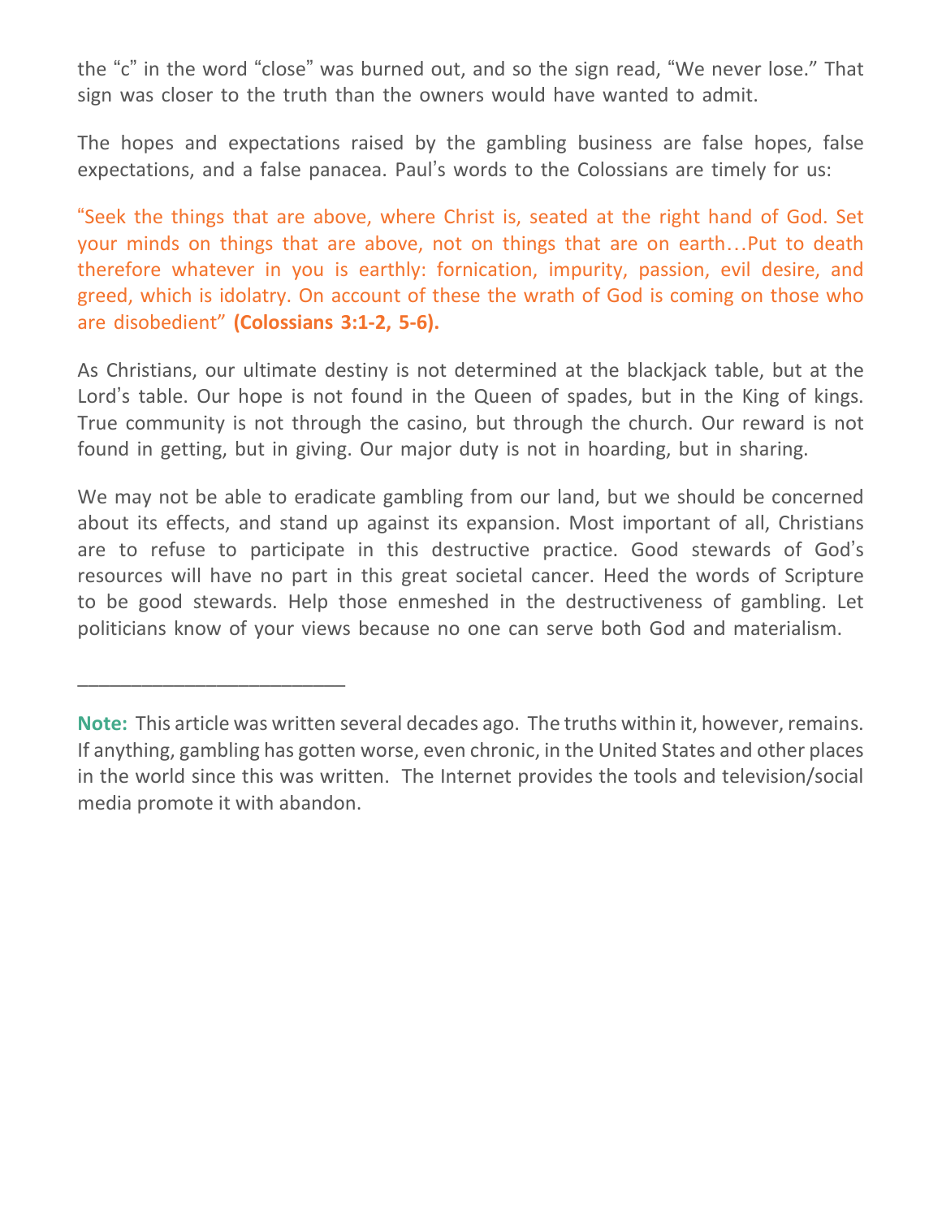the “c” in the word “close” was burned out, and so the sign read, “We never lose.” That sign was closer to the truth than the owners would have wanted to admit.

The hopes and expectations raised by the gambling business are false hopes, false expectations, and a false panacea. Paul’s words to the Colossians are timely for us:

“Seek the things that are above, where Christ is, seated at the right hand of God. Set your minds on things that are above, not on things that are on earth…Put to death therefore whatever in you is earthly: fornication, impurity, passion, evil desire, and greed, which is idolatry. On account of these the wrath of God is coming on those who are disobedient” **(Colossians 3:1-2, 5-6).**

As Christians, our ultimate destiny is not determined at the blackjack table, but at the Lord’s table. Our hope is not found in the Queen of spades, but in the King of kings. True community is not through the casino, but through the church. Our reward is not found in getting, but in giving. Our major duty is not in hoarding, but in sharing.

We may not be able to eradicate gambling from our land, but we should be concerned about its effects, and stand up against its expansion. Most important of all, Christians are to refuse to participate in this destructive practice. Good stewards of God’s resources will have no part in this great societal cancer. Heed the words of Scripture to be good stewards. Help those enmeshed in the destructiveness of gambling. Let politicians know of your views because no one can serve both God and materialism.

---

**Note:** This article was written several decades ago. The truths within it, however, remains. If anything, gambling has gotten worse, even chronic, in the United States and other places in the world since this was written. The Internet provides the tools and television/social media promote it with abandon.